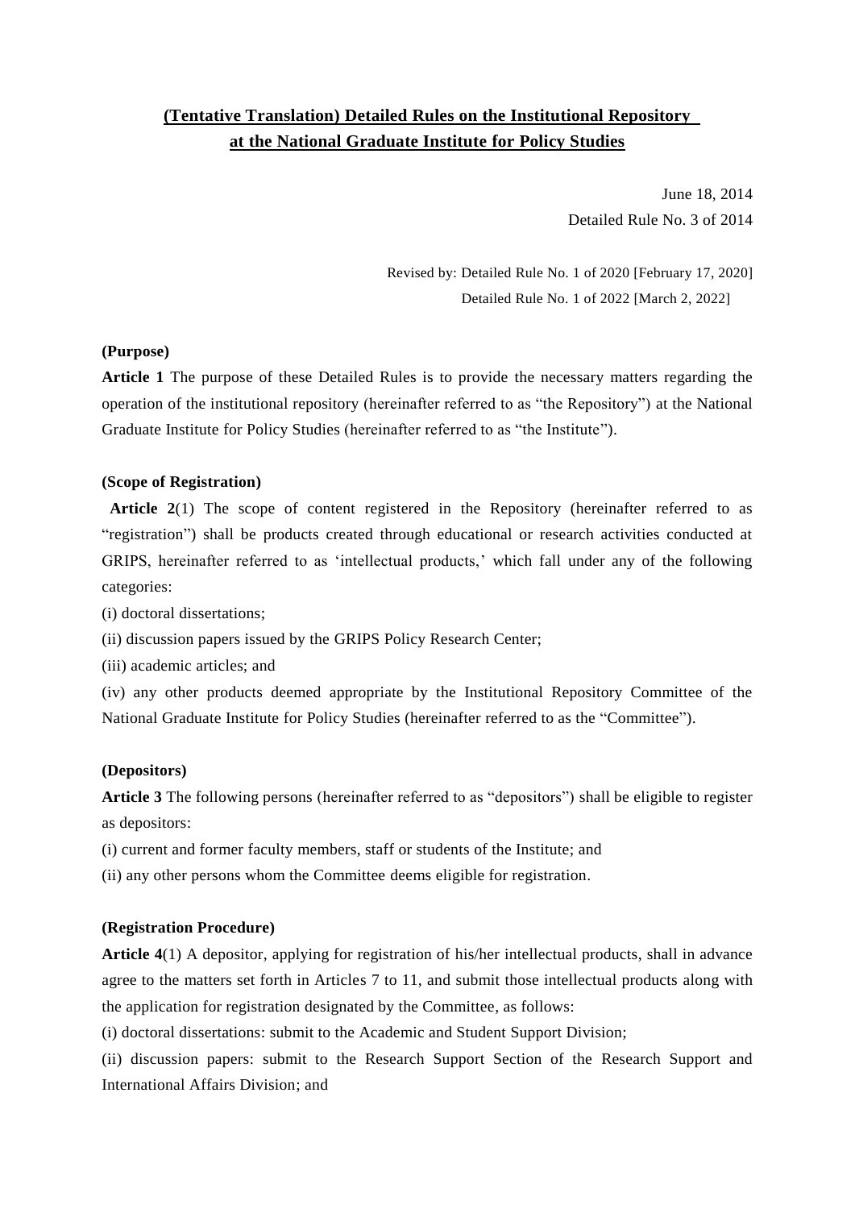# (Tentative Translation) Detailed Rules on the Institutional Repository at the National Graduate Institute for Policy Studies

June 18, 2014
Detailed Rule No. 3 of 2014

Revised by: Detailed Rule No. 1 of 2020 [February 17, 2020]
Detailed Rule No. 1 of 2022 [March 2, 2022]

**(Purpose)**

**Article 1** The purpose of these Detailed Rules is to provide the necessary matters regarding the operation of the institutional repository (hereinafter referred to as "the Repository") at the National Graduate Institute for Policy Studies (hereinafter referred to as "the Institute").

**(Scope of Registration)**

**Article 2**(1) The scope of content registered in the Repository (hereinafter referred to as "registration") shall be products created through educational or research activities conducted at GRIPS, hereinafter referred to as 'intellectual products,' which fall under any of the following categories:

(i) doctoral dissertations;

(ii) discussion papers issued by the GRIPS Policy Research Center;

(iii) academic articles; and

(iv) any other products deemed appropriate by the Institutional Repository Committee of the National Graduate Institute for Policy Studies (hereinafter referred to as the "Committee").

**(Depositors)**

**Article 3** The following persons (hereinafter referred to as "depositors") shall be eligible to register as depositors:

(i) current and former faculty members, staff or students of the Institute; and

(ii) any other persons whom the Committee deems eligible for registration.

**(Registration Procedure)**

**Article 4**(1) A depositor, applying for registration of his/her intellectual products, shall in advance agree to the matters set forth in Articles 7 to 11, and submit those intellectual products along with the application for registration designated by the Committee, as follows:

(i) doctoral dissertations: submit to the Academic and Student Support Division;

(ii) discussion papers: submit to the Research Support Section of the Research Support and International Affairs Division; and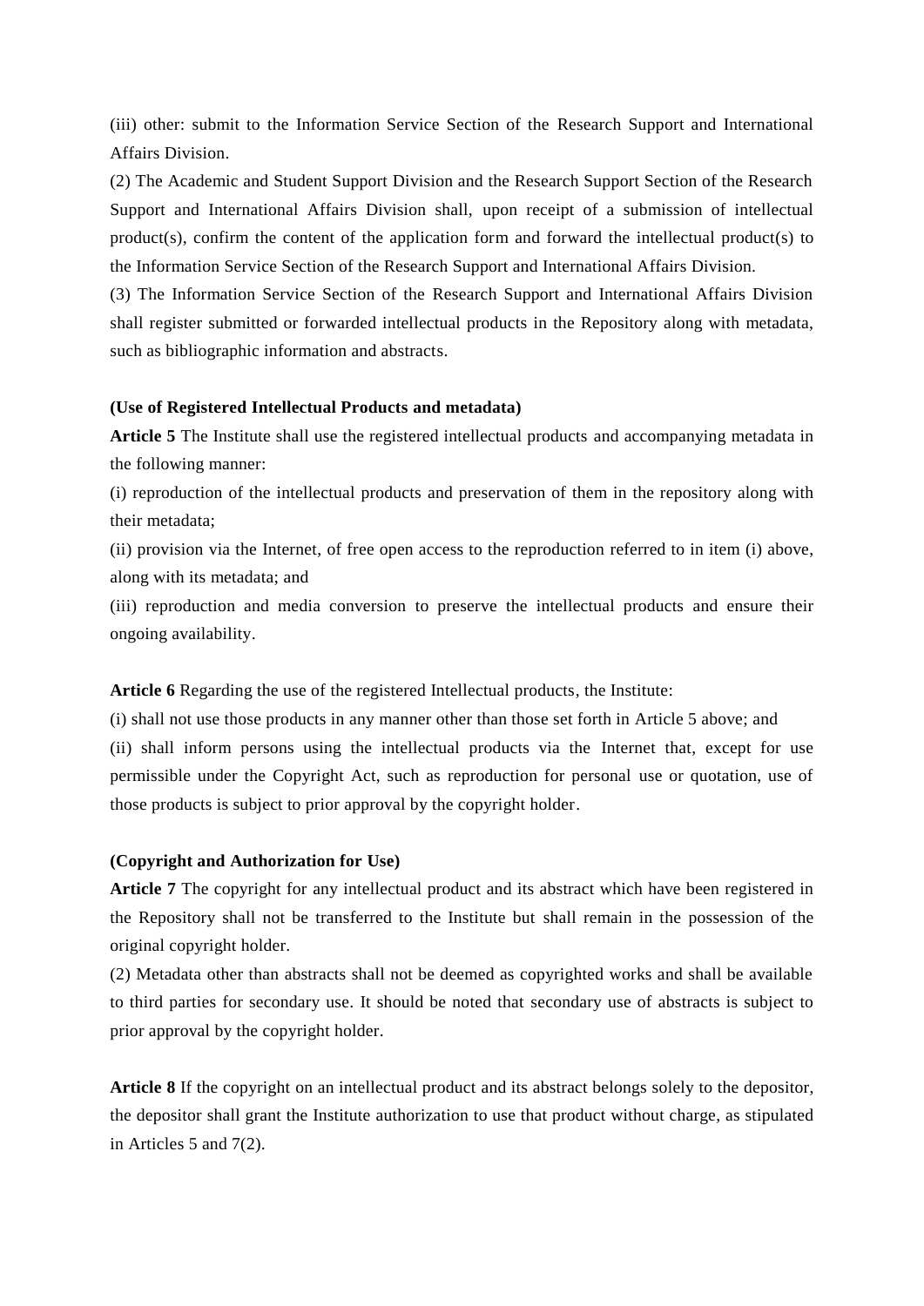(iii) other: submit to the Information Service Section of the Research Support and International Affairs Division.

(2) The Academic and Student Support Division and the Research Support Section of the Research Support and International Affairs Division shall, upon receipt of a submission of intellectual product(s), confirm the content of the application form and forward the intellectual product(s) to the Information Service Section of the Research Support and International Affairs Division.

(3) The Information Service Section of the Research Support and International Affairs Division shall register submitted or forwarded intellectual products in the Repository along with metadata, such as bibliographic information and abstracts.

**(Use of Registered Intellectual Products and metadata)**

**Article 5** The Institute shall use the registered intellectual products and accompanying metadata in the following manner:

(i) reproduction of the intellectual products and preservation of them in the repository along with their metadata;

(ii) provision via the Internet, of free open access to the reproduction referred to in item (i) above, along with its metadata; and

(iii) reproduction and media conversion to preserve the intellectual products and ensure their ongoing availability.

**Article 6** Regarding the use of the registered Intellectual products, the Institute:

(i) shall not use those products in any manner other than those set forth in Article 5 above; and

(ii) shall inform persons using the intellectual products via the Internet that, except for use permissible under the Copyright Act, such as reproduction for personal use or quotation, use of those products is subject to prior approval by the copyright holder.

**(Copyright and Authorization for Use)**

**Article 7** The copyright for any intellectual product and its abstract which have been registered in the Repository shall not be transferred to the Institute but shall remain in the possession of the original copyright holder.

(2) Metadata other than abstracts shall not be deemed as copyrighted works and shall be available to third parties for secondary use. It should be noted that secondary use of abstracts is subject to prior approval by the copyright holder.

**Article 8** If the copyright on an intellectual product and its abstract belongs solely to the depositor, the depositor shall grant the Institute authorization to use that product without charge, as stipulated in Articles 5 and 7(2).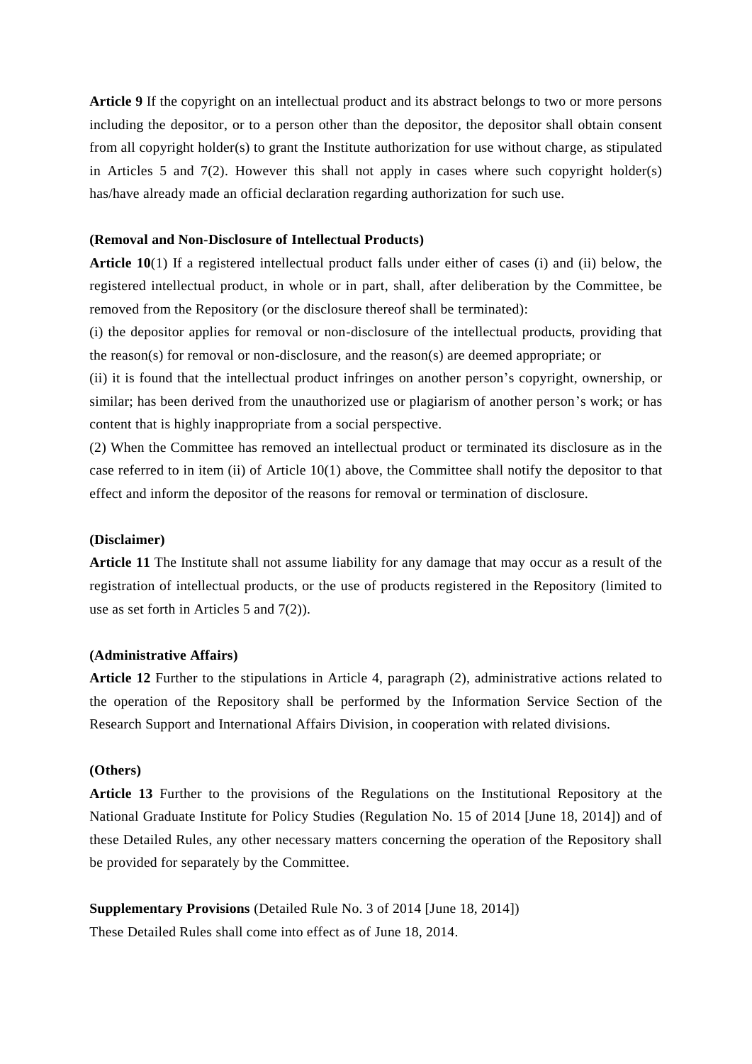**Article 9** If the copyright on an intellectual product and its abstract belongs to two or more persons including the depositor, or to a person other than the depositor, the depositor shall obtain consent from all copyright holder(s) to grant the Institute authorization for use without charge, as stipulated in Articles 5 and 7(2). However this shall not apply in cases where such copyright holder(s) has/have already made an official declaration regarding authorization for such use.

**(Removal and Non-Disclosure of Intellectual Products)**

**Article 10**(1) If a registered intellectual product falls under either of cases (i) and (ii) below, the registered intellectual product, in whole or in part, shall, after deliberation by the Committee, be removed from the Repository (or the disclosure thereof shall be terminated):

(i) the depositor applies for removal or non-disclosure of the intellectual products, providing that the reason(s) for removal or non-disclosure, and the reason(s) are deemed appropriate; or

(ii) it is found that the intellectual product infringes on another person's copyright, ownership, or similar; has been derived from the unauthorized use or plagiarism of another person's work; or has content that is highly inappropriate from a social perspective.

(2) When the Committee has removed an intellectual product or terminated its disclosure as in the case referred to in item (ii) of Article 10(1) above, the Committee shall notify the depositor to that effect and inform the depositor of the reasons for removal or termination of disclosure.

**(Disclaimer)**

**Article 11** The Institute shall not assume liability for any damage that may occur as a result of the registration of intellectual products, or the use of products registered in the Repository (limited to use as set forth in Articles 5 and 7(2)).

**(Administrative Affairs)**

**Article 12** Further to the stipulations in Article 4, paragraph (2), administrative actions related to the operation of the Repository shall be performed by the Information Service Section of the Research Support and International Affairs Division, in cooperation with related divisions.

**(Others)**

**Article 13** Further to the provisions of the Regulations on the Institutional Repository at the National Graduate Institute for Policy Studies (Regulation No. 15 of 2014 [June 18, 2014]) and of these Detailed Rules, any other necessary matters concerning the operation of the Repository shall be provided for separately by the Committee.

**Supplementary Provisions** (Detailed Rule No. 3 of 2014 [June 18, 2014])

These Detailed Rules shall come into effect as of June 18, 2014.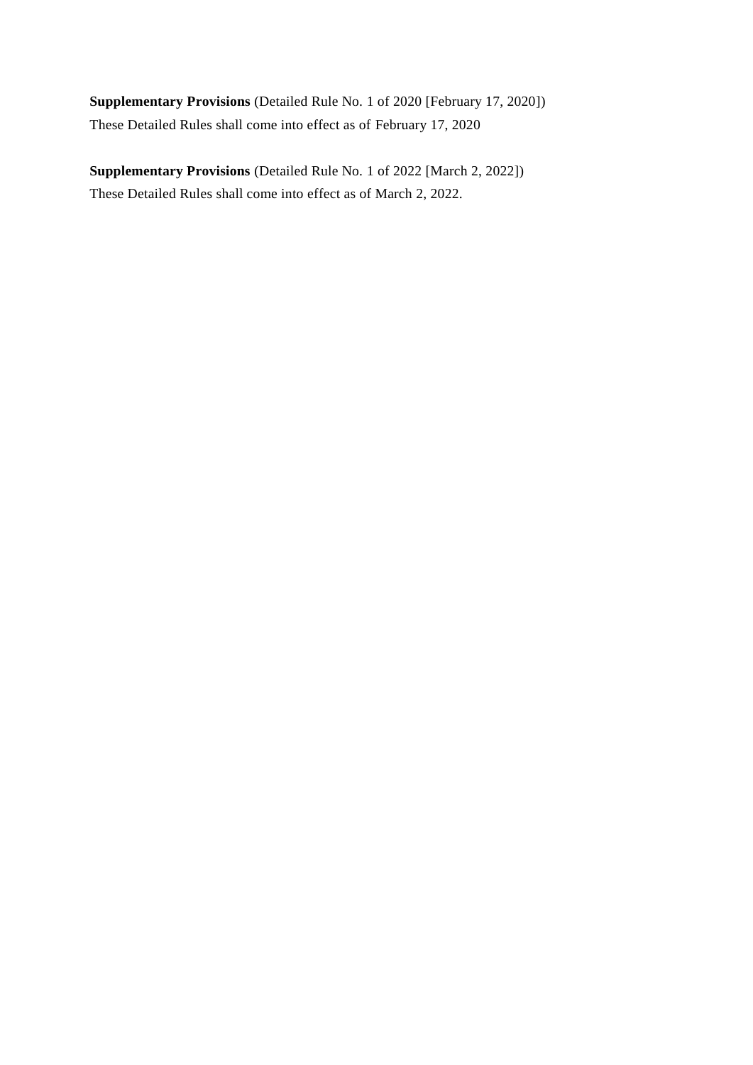**Supplementary Provisions** (Detailed Rule No. 1 of 2020 [February 17, 2020])
These Detailed Rules shall come into effect as of February 17, 2020

**Supplementary Provisions** (Detailed Rule No. 1 of 2022 [March 2, 2022])
These Detailed Rules shall come into effect as of March 2, 2022.